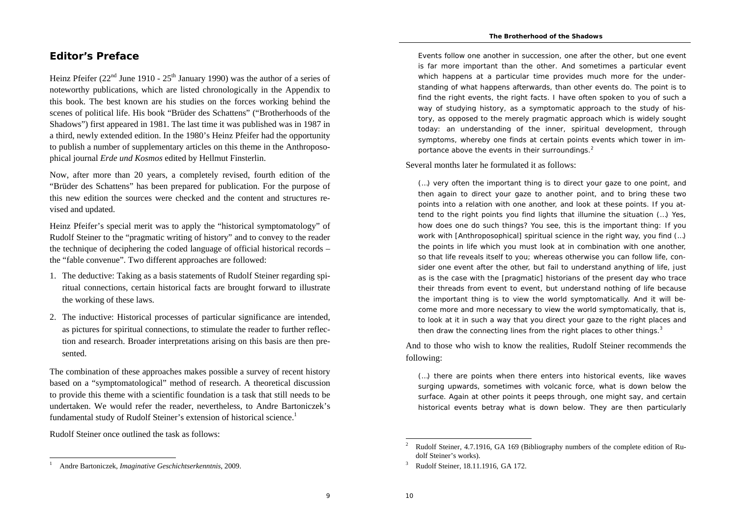## Editor's Preface

Heinz Pfeifer (22nd June 1910 - 25th January 1990) was the author of a series of noteworthy publications, which are listed chronologically in the Appendix to this book. The best known are his studies on the forces working behind the scenes of political life. His book "Brüder des Schattens" ("Brotherhoods of the Shadows") first appeared in 1981. The last time it was published was in 1987 in a third, newly extended edition. In the 1980's Heinz Pfeifer had the opportunity to publish a number of supplementary articles on this theme in the Anthroposophical journal *Erde und Kosmos* edited by Hellmut Finsterlin.

Now, after more than 20 years, a completely revised, fourth edition of the "Brüder des Schattens" has been prepared for publication. For the purpose of this new edition the sources were checked and the content and structures revised and updated.

Heinz Pfeifer's special merit was to apply the "historical symptomatology" of Rudolf Steiner to the "pragmatic writing of history" and to convey to the reader the technique of deciphering the coded language of official historical records – the "fable convenue". Two different approaches are followed:

1. The deductive: Taking as a basis statements of Rudolf Steiner regarding spiritual connections, certain historical facts are brought forward to illustrate the working of these laws.
2. The inductive: Historical processes of particular significance are intended, as pictures for spiritual connections, to stimulate the reader to further reflection and research. Broader interpretations arising on this basis are then presented.

The combination of these approaches makes possible a survey of recent history based on a "symptomatological" method of research. A theoretical discussion to provide this theme with a scientific foundation is a task that still needs to be undertaken. We would refer the reader, nevertheless, to Andre Bartoniczek's fundamental study of Rudolf Steiner's extension of historical science.[1]

Rudolf Steiner once outlined the task as follows:

> Events follow one another in succession, one after the other, but one event is far more important than the other. And sometimes a particular event which happens at a particular time provides much more for the understanding of what happens afterwards, than other events do. The point is to find the right events, the right facts. I have often spoken to you of such a way of studying history, as a symptomatic approach to the study of history, as opposed to the merely pragmatic approach which is widely sought today: an understanding of the inner, spiritual development, through symptoms, whereby one finds at certain points events which tower in importance above the events in their surroundings.[2]

Several months later he formulated it as follows:

> (…) very often the important thing is to direct your gaze to one point, and then again to direct your gaze to another point, and to bring these two points into a relation with one another, and look at these points. If you attend to the right points you find lights that illumine the situation (…) Yes, how does one do such things? You see, this is the important thing: If you work with [Anthroposophical] spiritual science in the right way, you find (…) the points in life which you must look at in combination with one another, so that life reveals itself to you; whereas otherwise you can follow life, consider one event after the other, but fail to understand anything of life, just as is the case with the [pragmatic] historians of the present day who trace their threads from event to event, but understand nothing of life because the important thing is to view the world symptomatically. And it will become more and more necessary to view the world symptomatically, that is, to look at it in such a way that you direct your gaze to the right places and then draw the connecting lines from the right places to other things.[3]

And to those who wish to know the realities, Rudolf Steiner recommends the following:

> (…) there are points when there enters into historical events, like waves surging upwards, sometimes with volcanic force, what is down below the surface. Again at other points it peeps through, one might say, and certain historical events betray what is down below. They are then particularly

---

[1] Andre Bartoniczek, *Imaginative Geschichtserkenntnis*, 2009.

[2] Rudolf Steiner, 4.7.1916, GA 169 (Bibliography numbers of the complete edition of Rudolf Steiner's works).

[3] Rudolf Steiner, 18.11.1916, GA 172.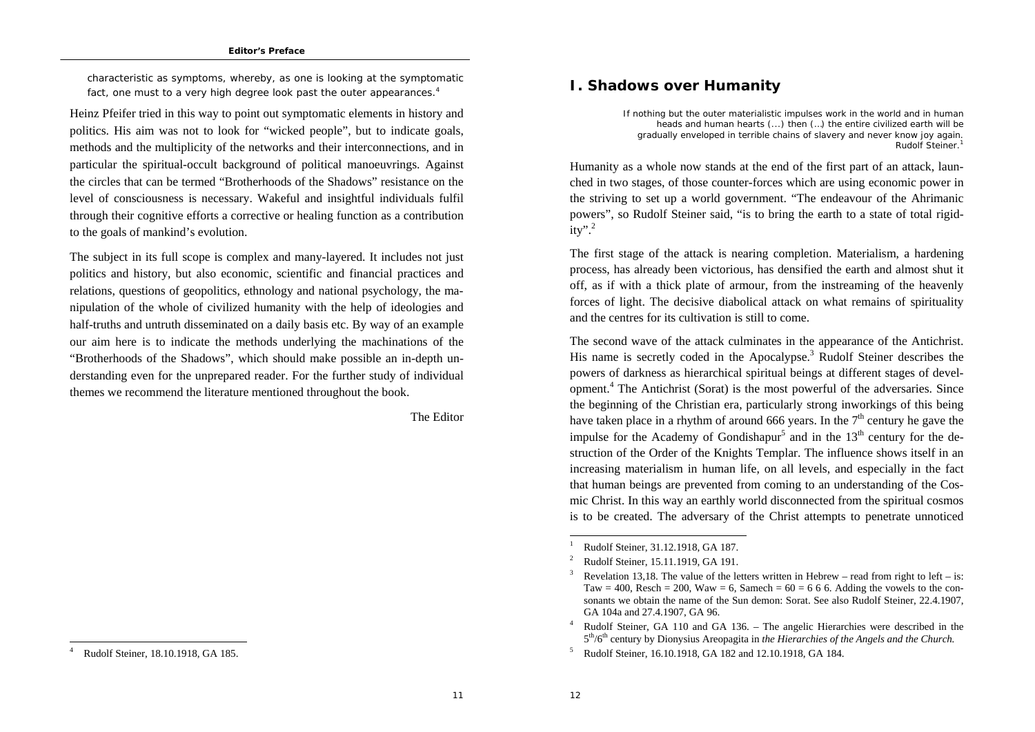characteristic as symptoms, whereby, as one is looking at the symptomatic fact, one must to a very high degree look past the outer appearances.[4]

Heinz Pfeifer tried in this way to point out symptomatic elements in history and politics. His aim was not to look for "wicked people", but to indicate goals, methods and the multiplicity of the networks and their interconnections, and in particular the spiritual-occult background of political manoeuvrings. Against the circles that can be termed "Brotherhoods of the Shadows" resistance on the level of consciousness is necessary. Wakeful and insightful individuals fulfil through their cognitive efforts a corrective or healing function as a contribution to the goals of mankind's evolution.

The subject in its full scope is complex and many-layered. It includes not just politics and history, but also economic, scientific and financial practices and relations, questions of geopolitics, ethnology and national psychology, the manipulation of the whole of civilized humanity with the help of ideologies and half-truths and untruth disseminated on a daily basis etc. By way of an example our aim here is to indicate the methods underlying the machinations of the "Brotherhoods of the Shadows", which should make possible an in-depth understanding even for the unprepared reader. For the further study of individual themes we recommend the literature mentioned throughout the book.

The Editor

[4] Rudolf Steiner, 18.10.1918, GA 185.

## I. Shadows over Humanity

> If nothing but the outer materialistic impulses work in the world and in human heads and human hearts (...) then (...) the entire civilized earth will be gradually enveloped in terrible chains of slavery and never know joy again.
> Rudolf Steiner.[1]

Humanity as a whole now stands at the end of the first part of an attack, launched in two stages, of those counter-forces which are using economic power in the striving to set up a world government. "The endeavour of the Ahrimanic powers", so Rudolf Steiner said, "is to bring the earth to a state of total rigidity".[2]

The first stage of the attack is nearing completion. Materialism, a hardening process, has already been victorious, has densified the earth and almost shut it off, as if with a thick plate of armour, from the instreaming of the heavenly forces of light. The decisive diabolical attack on what remains of spirituality and the centres for its cultivation is still to come.

The second wave of the attack culminates in the appearance of the Antichrist. His name is secretly coded in the Apocalypse.[3] Rudolf Steiner describes the powers of darkness as hierarchical spiritual beings at different stages of development.[4] The Antichrist (Sorat) is the most powerful of the adversaries. Since the beginning of the Christian era, particularly strong inworkings of this being have taken place in a rhythm of around 666 years. In the 7th century he gave the impulse for the Academy of Gondishapur[5] and in the 13th century for the destruction of the Order of the Knights Templar. The influence shows itself in an increasing materialism in human life, on all levels, and especially in the fact that human beings are prevented from coming to an understanding of the Cosmic Christ. In this way an earthly world disconnected from the spiritual cosmos is to be created. The adversary of the Christ attempts to penetrate unnoticed

[1] Rudolf Steiner, 31.12.1918, GA 187.

[2] Rudolf Steiner, 15.11.1919, GA 191.

[3] Revelation 13,18. The value of the letters written in Hebrew – read from right to left – is: Taw = 400, Resch = 200, Waw = 6, Samech = 60 = 6 6 6. Adding the vowels to the consonants we obtain the name of the Sun demon: Sorat. See also Rudolf Steiner, 22.4.1907, GA 104a and 27.4.1907, GA 96.

[4] Rudolf Steiner, GA 110 and GA 136. – The angelic Hierarchies were described in the 5th/6th century by Dionysius Areopagita in *the Hierarchies of the Angels and the Church.*

[5] Rudolf Steiner, 16.10.1918, GA 182 and 12.10.1918, GA 184.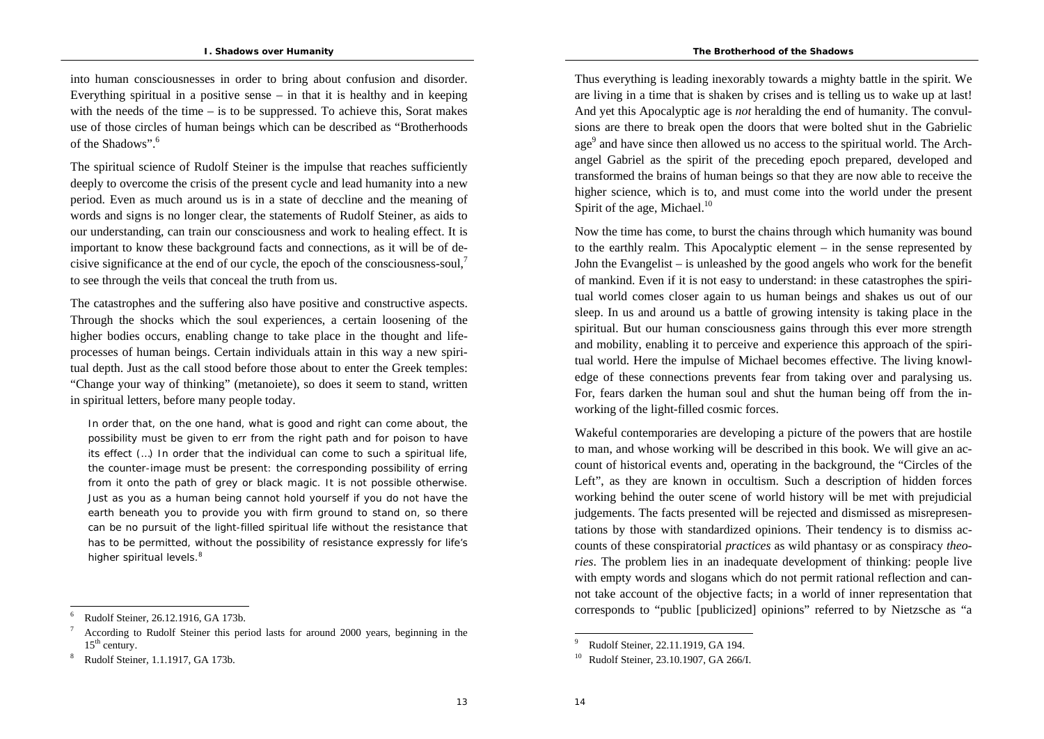into human consciousnesses in order to bring about confusion and disorder. Everything spiritual in a positive sense – in that it is healthy and in keeping with the needs of the time – is to be suppressed. To achieve this, Sorat makes use of those circles of human beings which can be described as "Brotherhoods of the Shadows".[6]

The spiritual science of Rudolf Steiner is the impulse that reaches sufficiently deeply to overcome the crisis of the present cycle and lead humanity into a new period. Even as much around us is in a state of decline and the meaning of words and signs is no longer clear, the statements of Rudolf Steiner, as aids to our understanding, can train our consciousness and work to healing effect. It is important to know these background facts and connections, as it will be of decisive significance at the end of our cycle, the epoch of the consciousness-soul,[7] to see through the veils that conceal the truth from us.

The catastrophes and the suffering also have positive and constructive aspects. Through the shocks which the soul experiences, a certain loosening of the higher bodies occurs, enabling change to take place in the thought and life-processes of human beings. Certain individuals attain in this way a new spiritual depth. Just as the call stood before those about to enter the Greek temples: "Change your way of thinking" (metanoiete), so does it seem to stand, written in spiritual letters, before many people today.

> In order that, on the one hand, what is good and right can come about, the possibility must be given to err from the right path and for poison to have its effect (…) In order that the individual can come to such a spiritual life, the counter-image must be present: the corresponding possibility of erring from it onto the path of grey or black magic. It is not possible otherwise. Just as you as a human being cannot hold yourself if you do not have the earth beneath you to provide you with firm ground to stand on, so there can be no pursuit of the light-filled spiritual life without the resistance that has to be permitted, without the possibility of resistance expressly for life's higher spiritual levels.[8]

[6] Rudolf Steiner, 26.12.1916, GA 173b.

[7] According to Rudolf Steiner this period lasts for around 2000 years, beginning in the 15th century.

[8] Rudolf Steiner, 1.1.1917, GA 173b.

Thus everything is leading inexorably towards a mighty battle in the spirit. We are living in a time that is shaken by crises and is telling us to wake up at last! And yet this Apocalyptic age is *not* heralding the end of humanity. The convulsions are there to break open the doors that were bolted shut in the Gabrielic age[9] and have since then allowed us no access to the spiritual world. The Archangel Gabriel as the spirit of the preceding epoch prepared, developed and transformed the brains of human beings so that they are now able to receive the higher science, which is to, and must come into the world under the present Spirit of the age, Michael.[10]

Now the time has come, to burst the chains through which humanity was bound to the earthly realm. This Apocalyptic element – in the sense represented by John the Evangelist – is unleashed by the good angels who work for the benefit of mankind. Even if it is not easy to understand: in these catastrophes the spiritual world comes closer again to us human beings and shakes us out of our sleep. In us and around us a battle of growing intensity is taking place in the spiritual. But our human consciousness gains through this ever more strength and mobility, enabling it to perceive and experience this approach of the spiritual world. Here the impulse of Michael becomes effective. The living knowledge of these connections prevents fear from taking over and paralysing us. For, fears darken the human soul and shut the human being off from the inworking of the light-filled cosmic forces.

Wakeful contemporaries are developing a picture of the powers that are hostile to man, and whose working will be described in this book. We will give an account of historical events and, operating in the background, the "Circles of the Left", as they are known in occultism. Such a description of hidden forces working behind the outer scene of world history will be met with prejudicial judgements. The facts presented will be rejected and dismissed as misrepresentations by those with standardized opinions. Their tendency is to dismiss accounts of these conspiratorial *practices* as wild phantasy or as conspiracy *theories*. The problem lies in an inadequate development of thinking: people live with empty words and slogans which do not permit rational reflection and cannot take account of the objective facts; in a world of inner representation that corresponds to "public [publicized] opinions" referred to by Nietzsche as "a

[9] Rudolf Steiner, 22.11.1919, GA 194.

[10] Rudolf Steiner, 23.10.1907, GA 266/I.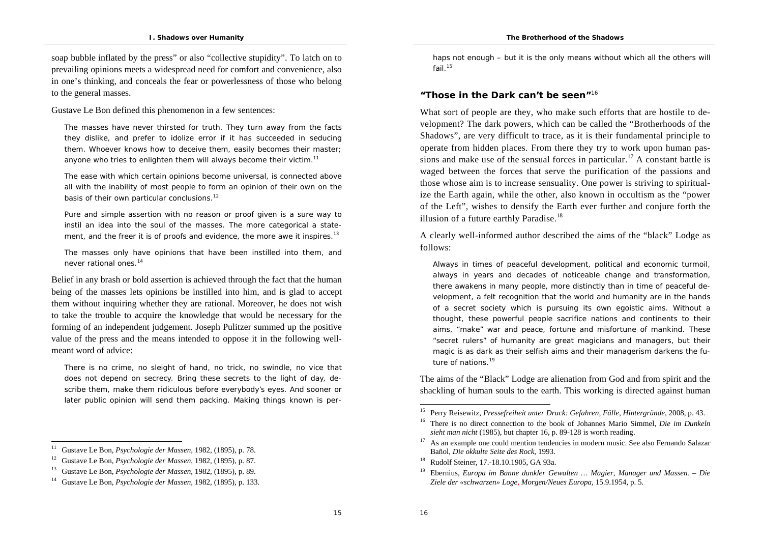soap bubble inflated by the press" or also "collective stupidity". To latch on to prevailing opinions meets a widespread need for comfort and convenience, also in one's thinking, and conceals the fear or powerlessness of those who belong to the general masses.

Gustave Le Bon defined this phenomenon in a few sentences:

> The masses have never thirsted for truth. They turn away from the facts they dislike, and prefer to idolize error if it has succeeded in seducing them. Whoever knows how to deceive them, easily becomes their master; anyone who tries to enlighten them will always become their victim.[11]

> The ease with which certain opinions become universal, is connected above all with the inability of most people to form an opinion of their own on the basis of their own particular conclusions.[12]

> Pure and simple assertion with no reason or proof given is a sure way to instil an idea into the soul of the masses. The more categorical a statement, and the freer it is of proofs and evidence, the more awe it inspires.[13]

> The masses only have opinions that have been instilled into them, and never rational ones.[14]

Belief in any brash or bold assertion is achieved through the fact that the human being of the masses lets opinions be instilled into him, and is glad to accept them without inquiring whether they are rational. Moreover, he does not wish to take the trouble to acquire the knowledge that would be necessary for the forming of an independent judgement. Joseph Pulitzer summed up the positive value of the press and the means intended to oppose it in the following well-meant word of advice:

> There is no crime, no sleight of hand, no trick, no swindle, no vice that does not depend on secrecy. Bring these secrets to the light of day, describe them, make them ridiculous before everybody's eyes. And sooner or later public opinion will send them packing. Making things known is perhaps not enough – but it is the only means without which all the others will fail.[15]

### "Those in the Dark can't be seen"[16]

What sort of people are they, who make such efforts that are hostile to development? The dark powers, which can be called the "Brotherhoods of the Shadows", are very difficult to trace, as it is their fundamental principle to operate from hidden places. From there they try to work upon human passions and make use of the sensual forces in particular.[17] A constant battle is waged between the forces that serve the purification of the passions and those whose aim is to increase sensuality. One power is striving to spiritualize the Earth again, while the other, also known in occultism as the "power of the Left", wishes to densify the Earth ever further and conjure forth the illusion of a future earthly Paradise.[18]

A clearly well-informed author described the aims of the "black" Lodge as follows:

> Always in times of peaceful development, political and economic turmoil, always in years and decades of noticeable change and transformation, there awakens in many people, more distinctly than in time of peaceful development, a felt recognition that the world and humanity are in the hands of a secret society which is pursuing its own egoistic aims. Without a thought, these powerful people sacrifice nations and continents to their aims, "make" war and peace, fortune and misfortune of mankind. These "secret rulers" of humanity are great magicians and managers, but their magic is as dark as their selfish aims and their managerism darkens the future of nations.[19]

The aims of the "Black" Lodge are alienation from God and from spirit and the shackling of human souls to the earth. This working is directed against human

---

[11] Gustave Le Bon, *Psychologie der Massen*, 1982, (1895), p. 78.

[12] Gustave Le Bon, *Psychologie der Massen*, 1982, (1895), p. 87.

[13] Gustave Le Bon, *Psychologie der Massen*, 1982, (1895), p. 89.

[14] Gustave Le Bon, *Psychologie der Massen*, 1982, (1895), p. 133.

[15] Perry Reisewitz, *Pressefreiheit unter Druck: Gefahren, Fälle, Hintergründe*, 2008, p. 43.

[16] There is no direct connection to the book of Johannes Mario Simmel, *Die im Dunkeln sieht man nicht* (1985), but chapter 16, p. 89-128 is worth reading.

[17] As an example one could mention tendencies in modern music. See also Fernando Salazar Bañol, *Die okkulte Seite des Rock*, 1993.

[18] Rudolf Steiner, 17.-18.10.1905, GA 93a.

[19] Ebernius, *Europa im Banne dunkler Gewalten … Magier, Manager und Massen. – Die Ziele der «schwarzen» Loge, Morgen/Neues Europa*, 15.9.1954, p. 5.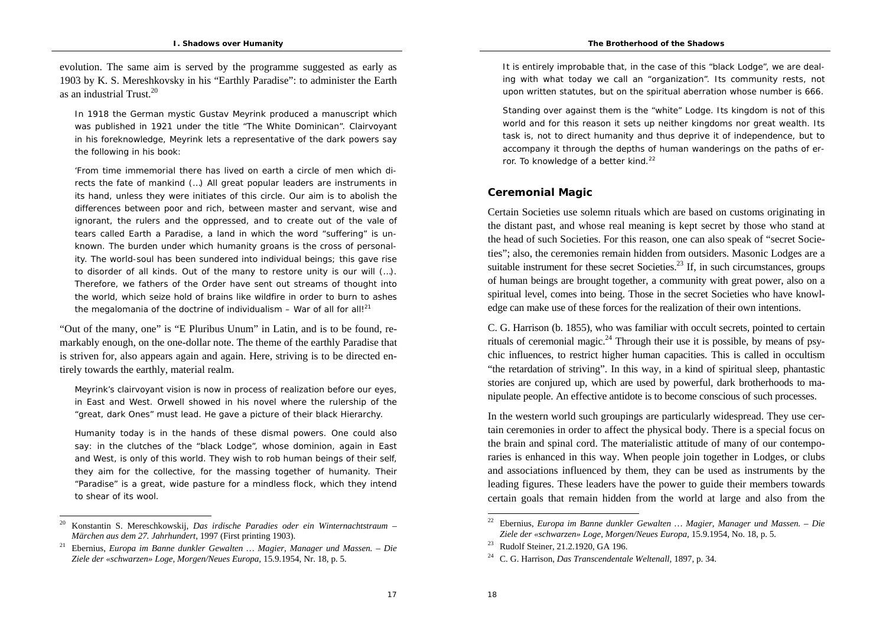evolution. The same aim is served by the programme suggested as early as 1903 by K. S. Mereshkovsky in his "Earthly Paradise": to administer the Earth as an industrial Trust.[20]

In 1918 the German mystic Gustav Meyrink produced a manuscript which was published in 1921 under the title "The White Dominican". Clairvoyant in his foreknowledge, Meyrink lets a representative of the dark powers say the following in his book:

'From time immemorial there has lived on earth a circle of men which directs the fate of mankind (…) All great popular leaders are instruments in its hand, unless they were initiates of this circle. Our aim is to abolish the differences between poor and rich, between master and servant, wise and ignorant, the rulers and the oppressed, and to create out of the vale of tears called Earth a Paradise, a land in which the word "suffering" is unknown. The burden under which humanity groans is the cross of personality. The world-soul has been sundered into individual beings; this gave rise to disorder of all kinds. Out of the many to restore unity is our will (…). Therefore, we fathers of the Order have sent out streams of thought into the world, which seize hold of brains like wildfire in order to burn to ashes the megalomania of the doctrine of individualism – War of all for all![21]

"Out of the many, one" is "E Pluribus Unum" in Latin, and is to be found, remarkably enough, on the one-dollar note. The theme of the earthly Paradise that is striven for, also appears again and again. Here, striving is to be directed entirely towards the earthly, material realm.

Meyrink's clairvoyant vision is now in process of realization before our eyes, in East and West. Orwell showed in his novel where the rulership of the "great, dark Ones" must lead. He gave a picture of their black Hierarchy.

Humanity today is in the hands of these dismal powers. One could also say: in the clutches of the "black Lodge", whose dominion, again in East and West, is only of this world. They wish to rob human beings of their self, they aim for the collective, for the massing together of humanity. Their "Paradise" is a great, wide pasture for a mindless flock, which they intend to shear of its wool.

[20] Konstantin S. Mereschkowskij, *Das irdische Paradies oder ein Winternachtstraum – Märchen aus dem 27. Jahrhundert*, 1997 (First printing 1903).

[21] Ebernius, *Europa im Banne dunkler Gewalten … Magier, Manager und Massen. – Die Ziele der «schwarzen» Loge, Morgen/Neues Europa*, 15.9.1954, Nr. 18, p. 5.

It is entirely improbable that, in the case of this "black Lodge", we are dealing with what today we call an "organization". Its community rests, not upon written statutes, but on the spiritual aberration whose number is 666.

Standing over against them is the "white" Lodge. Its kingdom is not of this world and for this reason it sets up neither kingdoms nor great wealth. Its task is, not to direct humanity and thus deprive it of independence, but to accompany it through the depths of human wanderings on the paths of error. To knowledge of a better kind.[22]

## Ceremonial Magic

Certain Societies use solemn rituals which are based on customs originating in the distant past, and whose real meaning is kept secret by those who stand at the head of such Societies. For this reason, one can also speak of "secret Societies"; also, the ceremonies remain hidden from outsiders. Masonic Lodges are a suitable instrument for these secret Societies.[23] If, in such circumstances, groups of human beings are brought together, a community with great power, also on a spiritual level, comes into being. Those in the secret Societies who have knowledge can make use of these forces for the realization of their own intentions.

C. G. Harrison (b. 1855), who was familiar with occult secrets, pointed to certain rituals of ceremonial magic.[24] Through their use it is possible, by means of psychic influences, to restrict higher human capacities. This is called in occultism "the retardation of striving". In this way, in a kind of spiritual sleep, phantastic stories are conjured up, which are used by powerful, dark brotherhoods to manipulate people. An effective antidote is to become conscious of such processes.

In the western world such groupings are particularly widespread. They use certain ceremonies in order to affect the physical body. There is a special focus on the brain and spinal cord. The materialistic attitude of many of our contemporaries is enhanced in this way. When people join together in Lodges, or clubs and associations influenced by them, they can be used as instruments by the leading figures. These leaders have the power to guide their members towards certain goals that remain hidden from the world at large and also from the

[22] Ebernius, *Europa im Banne dunkler Gewalten … Magier, Manager und Massen. – Die Ziele der «schwarzen» Loge, Morgen/Neues Europa*, 15.9.1954, No. 18, p. 5.

[23] Rudolf Steiner, 21.2.1920, GA 196.

[24] C. G. Harrison, *Das Transcendentale Weltenall*, 1897, p. 34.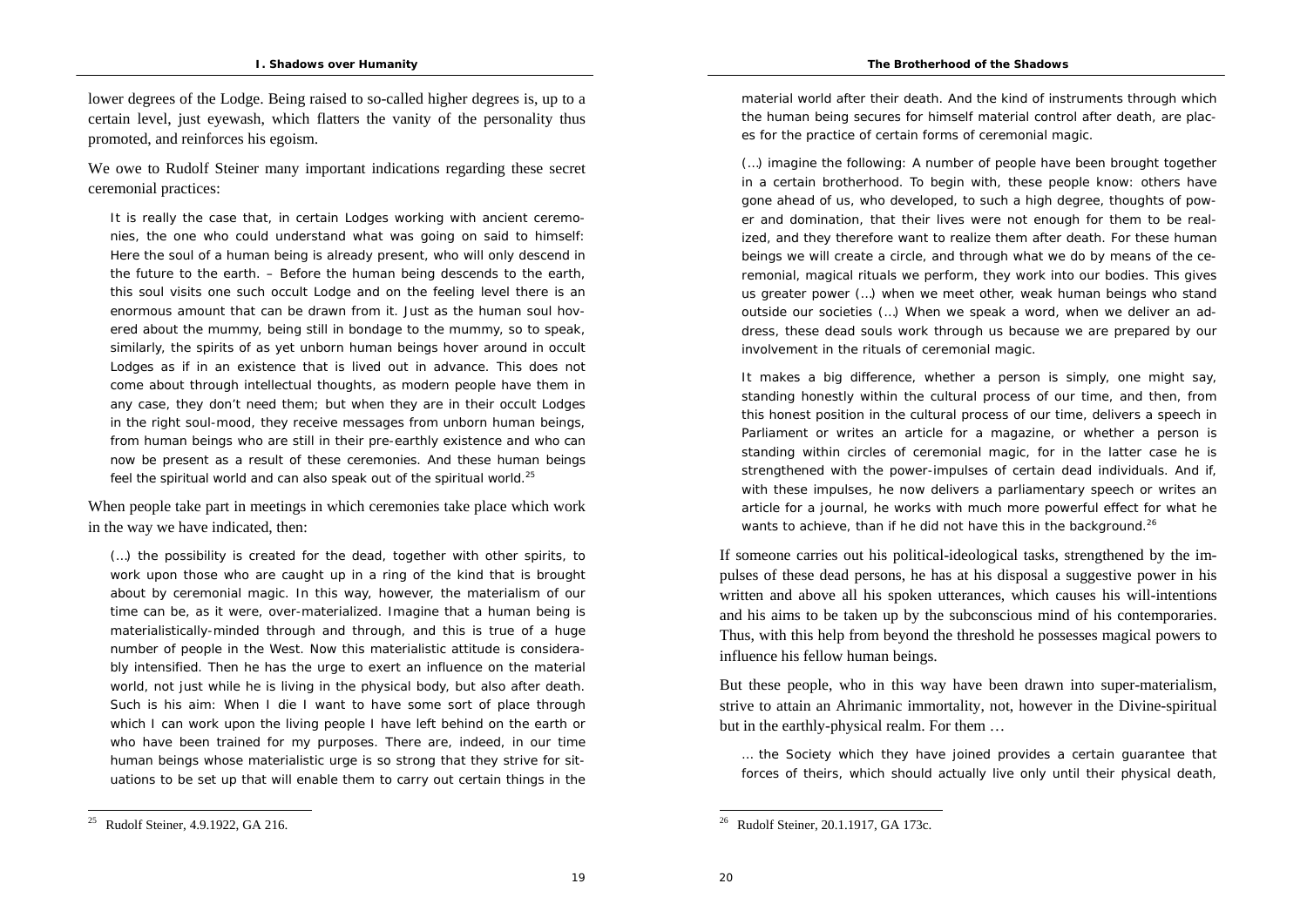lower degrees of the Lodge. Being raised to so-called higher degrees is, up to a certain level, just eyewash, which flatters the vanity of the personality thus promoted, and reinforces his egoism.

We owe to Rudolf Steiner many important indications regarding these secret ceremonial practices:

> It is really the case that, in certain Lodges working with ancient ceremonies, the one who could understand what was going on said to himself: Here the soul of a human being is already present, who will only descend in the future to the earth. – Before the human being descends to the earth, this soul visits one such occult Lodge and on the feeling level there is an enormous amount that can be drawn from it. Just as the human soul hovered about the mummy, being still in bondage to the mummy, so to speak, similarly, the spirits of as yet unborn human beings hover around in occult Lodges as if in an existence that is lived out in advance. This does not come about through intellectual thoughts, as modern people have them in any case, they don't need them; but when they are in their occult Lodges in the right soul-mood, they receive messages from unborn human beings, from human beings who are still in their pre-earthly existence and who can now be present as a result of these ceremonies. And these human beings feel the spiritual world and can also speak out of the spiritual world.[25]

When people take part in meetings in which ceremonies take place which work in the way we have indicated, then:

> (…) the possibility is created for the dead, together with other spirits, to work upon those who are caught up in a ring of the kind that is brought about by ceremonial magic. In this way, however, the materialism of our time can be, as it were, over-materialized. Imagine that a human being is materialistically-minded through and through, and this is true of a huge number of people in the West. Now this materialistic attitude is considerably intensified. Then he has the urge to exert an influence on the material world, not just while he is living in the physical body, but also after death. Such is his aim: When I die I want to have some sort of place through which I can work upon the living people I have left behind on the earth or who have been trained for my purposes. There are, indeed, in our time human beings whose materialistic urge is so strong that they strive for situations to be set up that will enable them to carry out certain things in the material world after their death. And the kind of instruments through which the human being secures for himself material control after death, are places for the practice of certain forms of ceremonial magic.
>
> (…) imagine the following: A number of people have been brought together in a certain brotherhood. To begin with, these people know: others have gone ahead of us, who developed, to such a high degree, thoughts of power and domination, that their lives were not enough for them to be realized, and they therefore want to realize them after death. For these human beings we will create a circle, and through what we do by means of the ceremonial, magical rituals we perform, they work into our bodies. This gives us greater power (…) when we meet other, weak human beings who stand outside our societies (…) When we speak a word, when we deliver an address, these dead souls work through us because we are prepared by our involvement in the rituals of ceremonial magic.
>
> It makes a big difference, whether a person is simply, one might say, standing honestly within the cultural process of our time, and then, from this honest position in the cultural process of our time, delivers a speech in Parliament or writes an article for a magazine, or whether a person is standing within circles of ceremonial magic, for in the latter case he is strengthened with the power-impulses of certain dead individuals. And if, with these impulses, he now delivers a parliamentary speech or writes an article for a journal, he works with much more powerful effect for what he wants to achieve, than if he did not have this in the background.[26]

If someone carries out his political-ideological tasks, strengthened by the impulses of these dead persons, he has at his disposal a suggestive power in his written and above all his spoken utterances, which causes his will-intentions and his aims to be taken up by the subconscious mind of his contemporaries. Thus, with this help from beyond the threshold he possesses magical powers to influence his fellow human beings.

But these people, who in this way have been drawn into super-materialism, strive to attain an Ahrimanic immortality, not, however in the Divine-spiritual but in the earthly-physical realm. For them …

> … the Society which they have joined provides a certain guarantee that forces of theirs, which should actually live only until their physical death,

---

[25] Rudolf Steiner, 4.9.1922, GA 216.

[26] Rudolf Steiner, 20.1.1917, GA 173c.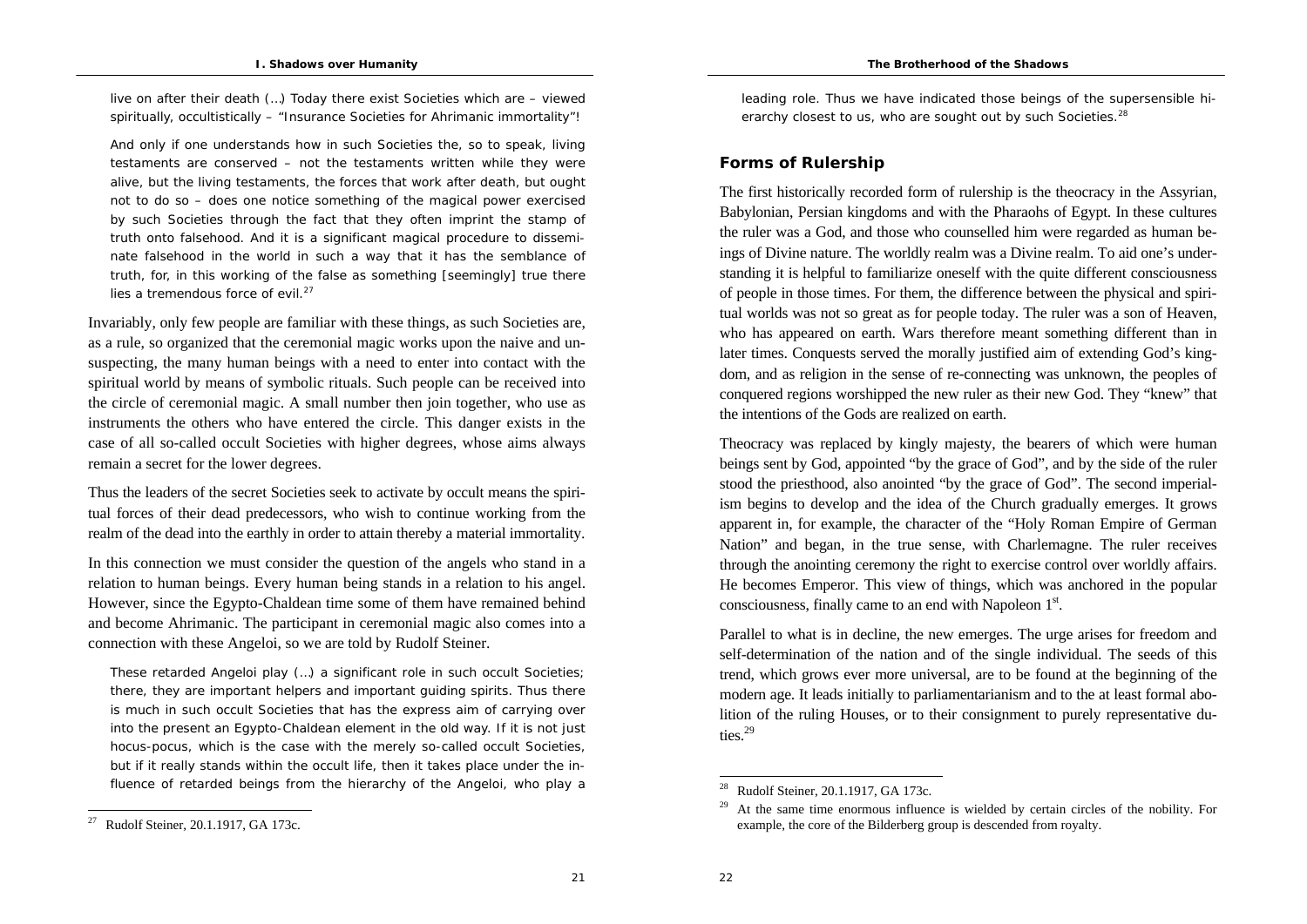live on after their death (…) Today there exist Societies which are – viewed spiritually, occultistically – "Insurance Societies for Ahrimanic immortality"!

And only if one understands how in such Societies the, so to speak, living testaments are conserved – not the testaments written while they were alive, but the living testaments, the forces that work after death, but ought not to do so – does one notice something of the magical power exercised by such Societies through the fact that they often imprint the stamp of truth onto falsehood. And it is a significant magical procedure to disseminate falsehood in the world in such a way that it has the semblance of truth, for, in this working of the false as something [seemingly] true there lies a tremendous force of evil.[27]

Invariably, only few people are familiar with these things, as such Societies are, as a rule, so organized that the ceremonial magic works upon the naive and unsuspecting, the many human beings with a need to enter into contact with the spiritual world by means of symbolic rituals. Such people can be received into the circle of ceremonial magic. A small number then join together, who use as instruments the others who have entered the circle. This danger exists in the case of all so-called occult Societies with higher degrees, whose aims always remain a secret for the lower degrees.

Thus the leaders of the secret Societies seek to activate by occult means the spiritual forces of their dead predecessors, who wish to continue working from the realm of the dead into the earthly in order to attain thereby a material immortality.

In this connection we must consider the question of the angels who stand in a relation to human beings. Every human being stands in a relation to his angel. However, since the Egypto-Chaldean time some of them have remained behind and become Ahrimanic. The participant in ceremonial magic also comes into a connection with these Angeloi, so we are told by Rudolf Steiner.

These retarded Angeloi play (…) a significant role in such occult Societies; there, they are important helpers and important guiding spirits. Thus there is much in such occult Societies that has the express aim of carrying over into the present an Egypto-Chaldean element in the old way. If it is not just hocus-pocus, which is the case with the merely so-called occult Societies, but if it really stands within the occult life, then it takes place under the influence of retarded beings from the hierarchy of the Angeloi, who play a leading role. Thus we have indicated those beings of the supersensible hierarchy closest to us, who are sought out by such Societies.[28]

[27] Rudolf Steiner, 20.1.1917, GA 173c.

## Forms of Rulership

The first historically recorded form of rulership is the theocracy in the Assyrian, Babylonian, Persian kingdoms and with the Pharaohs of Egypt. In these cultures the ruler was a God, and those who counselled him were regarded as human beings of Divine nature. The worldly realm was a Divine realm. To aid one's understanding it is helpful to familiarize oneself with the quite different consciousness of people in those times. For them, the difference between the physical and spiritual worlds was not so great as for people today. The ruler was a son of Heaven, who has appeared on earth. Wars therefore meant something different than in later times. Conquests served the morally justified aim of extending God's kingdom, and as religion in the sense of re-connecting was unknown, the peoples of conquered regions worshipped the new ruler as their new God. They "knew" that the intentions of the Gods are realized on earth.

Theocracy was replaced by kingly majesty, the bearers of which were human beings sent by God, appointed "by the grace of God", and by the side of the ruler stood the priesthood, also anointed "by the grace of God". The second imperialism begins to develop and the idea of the Church gradually emerges. It grows apparent in, for example, the character of the "Holy Roman Empire of German Nation" and began, in the true sense, with Charlemagne. The ruler receives through the anointing ceremony the right to exercise control over worldly affairs. He becomes Emperor. This view of things, which was anchored in the popular consciousness, finally came to an end with Napoleon 1st.

Parallel to what is in decline, the new emerges. The urge arises for freedom and self-determination of the nation and of the single individual. The seeds of this trend, which grows ever more universal, are to be found at the beginning of the modern age. It leads initially to parliamentarianism and to the at least formal abolition of the ruling Houses, or to their consignment to purely representative duties.[29]

[28] Rudolf Steiner, 20.1.1917, GA 173c.

[29] At the same time enormous influence is wielded by certain circles of the nobility. For example, the core of the Bilderberg group is descended from royalty.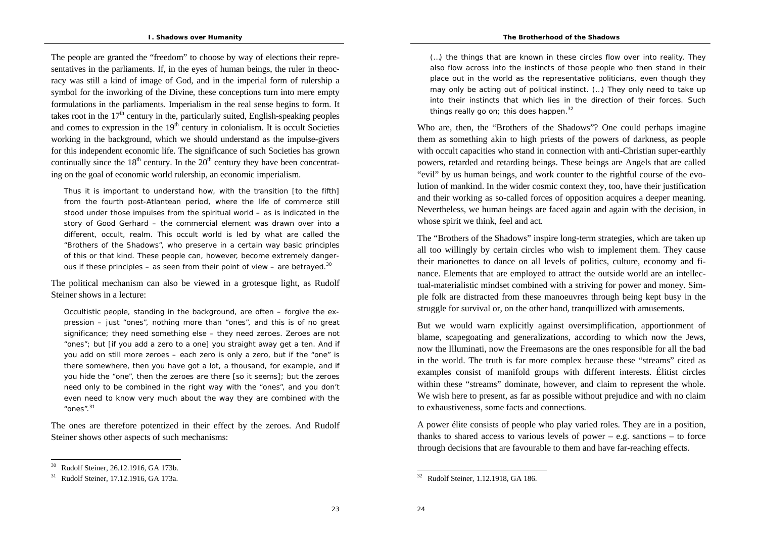The people are granted the "freedom" to choose by way of elections their representatives in the parliaments. If, in the eyes of human beings, the ruler in theocracy was still a kind of image of God, and in the imperial form of rulership a symbol for the inworking of the Divine, these conceptions turn into mere empty formulations in the parliaments. Imperialism in the real sense begins to form. It takes root in the 17th century in the, particularly suited, English-speaking peoples and comes to expression in the 19th century in colonialism. It is occult Societies working in the background, which we should understand as the impulse-givers for this independent economic life. The significance of such Societies has grown continually since the 18th century. In the 20th century they have been concentrating on the goal of economic world rulership, an economic imperialism.

> Thus it is important to understand how, with the transition [to the fifth] from the fourth post-Atlantean period, where the life of commerce still stood under those impulses from the spiritual world – as is indicated in the story of Good Gerhard – the commercial element was drawn over into a different, occult, realm. This occult world is led by what are called the "Brothers of the Shadows", who preserve in a certain way basic principles of this or that kind. These people can, however, become extremely dangerous if these principles – as seen from their point of view – are betrayed.[30]

The political mechanism can also be viewed in a grotesque light, as Rudolf Steiner shows in a lecture:

> Occultistic people, standing in the background, are often – forgive the expression – just "ones", nothing more than "ones", and this is of no great significance; they need something else – they need zeroes. Zeroes are not "ones"; but [if you add a zero to a one] you straight away get a ten. And if you add on still more zeroes – each zero is only a zero, but if the "one" is there somewhere, then you have got a lot, a thousand, for example, and if you hide the "one", then the zeroes are there [so it seems]; but the zeroes need only to be combined in the right way with the "ones", and you don't even need to know very much about the way they are combined with the "ones".[31]

The ones are therefore potentized in their effect by the zeroes. And Rudolf Steiner shows other aspects of such mechanisms:

[30] Rudolf Steiner, 26.12.1916, GA 173b.

[31] Rudolf Steiner, 17.12.1916, GA 173a.

> (...) the things that are known in these circles flow over into reality. They also flow across into the instincts of those people who then stand in their place out in the world as the representative politicians, even though they may only be acting out of political instinct. (...) They only need to take up into their instincts that which lies in the direction of their forces. Such things really go on; this does happen.[32]

Who are, then, the "Brothers of the Shadows"? One could perhaps imagine them as something akin to high priests of the powers of darkness, as people with occult capacities who stand in connection with anti-Christian super-earthly powers, retarded and retarding beings. These beings are Angels that are called "evil" by us human beings, and work counter to the rightful course of the evolution of mankind. In the wider cosmic context they, too, have their justification and their working as so-called forces of opposition acquires a deeper meaning. Nevertheless, we human beings are faced again and again with the decision, in whose spirit we think, feel and act.

The "Brothers of the Shadows" inspire long-term strategies, which are taken up all too willingly by certain circles who wish to implement them. They cause their marionettes to dance on all levels of politics, culture, economy and finance. Elements that are employed to attract the outside world are an intellectual-materialistic mindset combined with a striving for power and money. Simple folk are distracted from these manoeuvres through being kept busy in the struggle for survival or, on the other hand, tranquillized with amusements.

But we would warn explicitly against oversimplification, apportionment of blame, scapegoating and generalizations, according to which now the Jews, now the Illuminati, now the Freemasons are the ones responsible for all the bad in the world. The truth is far more complex because these "streams" cited as examples consist of manifold groups with different interests. Élitist circles within these "streams" dominate, however, and claim to represent the whole. We wish here to present, as far as possible without prejudice and with no claim to exhaustiveness, some facts and connections.

A power élite consists of people who play varied roles. They are in a position, thanks to shared access to various levels of power – e.g. sanctions – to force through decisions that are favourable to them and have far-reaching effects.

[32] Rudolf Steiner, 1.12.1918, GA 186.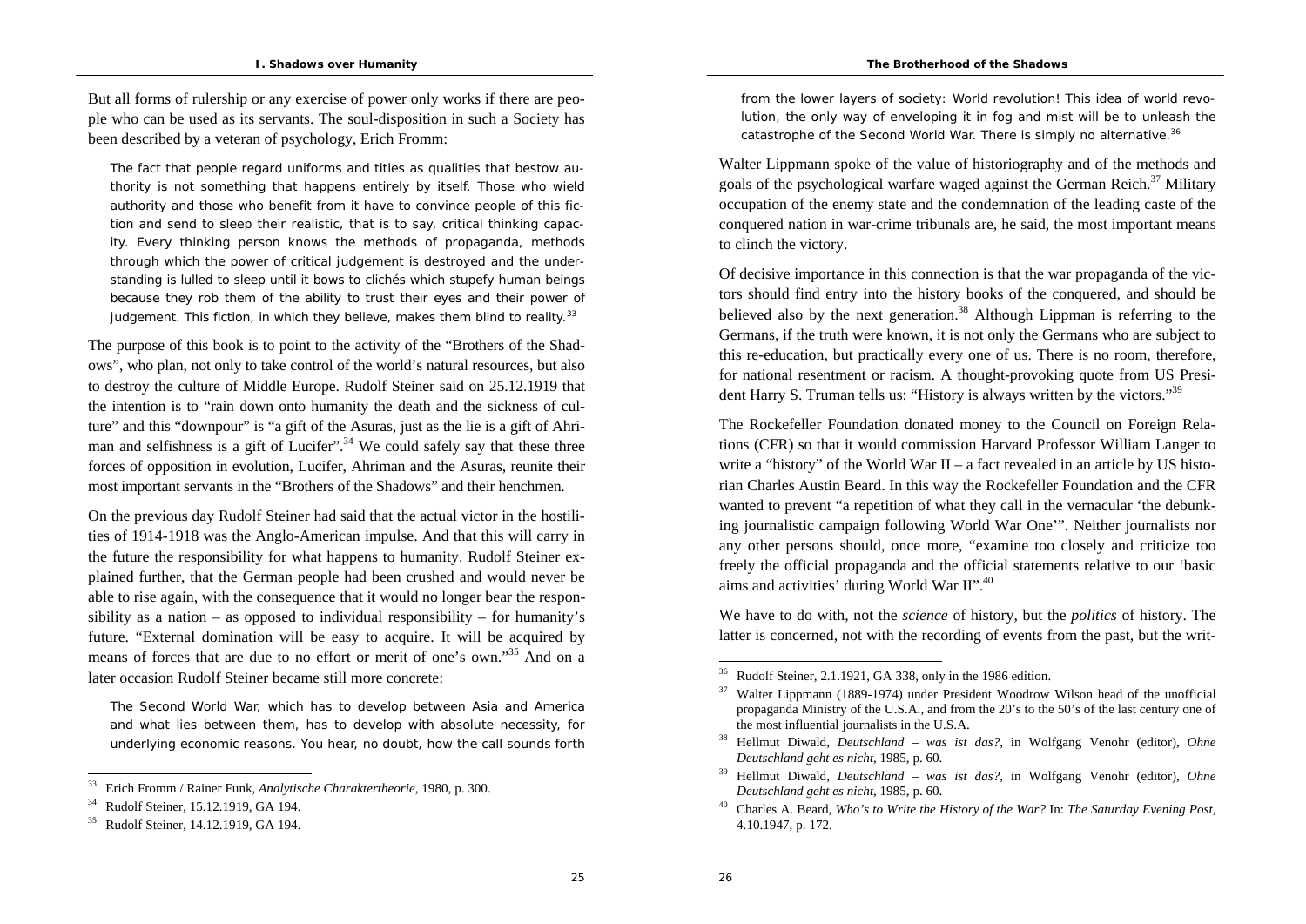But all forms of rulership or any exercise of power only works if there are people who can be used as its servants. The soul-disposition in such a Society has been described by a veteran of psychology, Erich Fromm:

> The fact that people regard uniforms and titles as qualities that bestow authority is not something that happens entirely by itself. Those who wield authority and those who benefit from it have to convince people of this fiction and send to sleep their realistic, that is to say, critical thinking capacity. Every thinking person knows the methods of propaganda, methods through which the power of critical judgement is destroyed and the understanding is lulled to sleep until it bows to clichés which stupefy human beings because they rob them of the ability to trust their eyes and their power of judgement. This fiction, in which they believe, makes them blind to reality.[33]

The purpose of this book is to point to the activity of the "Brothers of the Shadows", who plan, not only to take control of the world's natural resources, but also to destroy the culture of Middle Europe. Rudolf Steiner said on 25.12.1919 that the intention is to "rain down onto humanity the death and the sickness of culture" and this "downpour" is "a gift of the Asuras, just as the lie is a gift of Ahriman and selfishness is a gift of Lucifer".[34] We could safely say that these three forces of opposition in evolution, Lucifer, Ahriman and the Asuras, reunite their most important servants in the "Brothers of the Shadows" and their henchmen.

On the previous day Rudolf Steiner had said that the actual victor in the hostilities of 1914-1918 was the Anglo-American impulse. And that this will carry in the future the responsibility for what happens to humanity. Rudolf Steiner explained further, that the German people had been crushed and would never be able to rise again, with the consequence that it would no longer bear the responsibility as a nation – as opposed to individual responsibility – for humanity's future. "External domination will be easy to acquire. It will be acquired by means of forces that are due to no effort or merit of one's own."[35] And on a later occasion Rudolf Steiner became still more concrete:

> The Second World War, which has to develop between Asia and America and what lies between them, has to develop with absolute necessity, for underlying economic reasons. You hear, no doubt, how the call sounds forth from the lower layers of society: World revolution! This idea of world revolution, the only way of enveloping it in fog and mist will be to unleash the catastrophe of the Second World War. There is simply no alternative.[36]

Walter Lippmann spoke of the value of historiography and of the methods and goals of the psychological warfare waged against the German Reich.[37] Military occupation of the enemy state and the condemnation of the leading caste of the conquered nation in war-crime tribunals are, he said, the most important means to clinch the victory.

Of decisive importance in this connection is that the war propaganda of the victors should find entry into the history books of the conquered, and should be believed also by the next generation.[38] Although Lippman is referring to the Germans, if the truth were known, it is not only the Germans who are subject to this re-education, but practically every one of us. There is no room, therefore, for national resentment or racism. A thought-provoking quote from US President Harry S. Truman tells us: "History is always written by the victors."[39]

The Rockefeller Foundation donated money to the Council on Foreign Relations (CFR) so that it would commission Harvard Professor William Langer to write a "history" of the World War II – a fact revealed in an article by US historian Charles Austin Beard. In this way the Rockefeller Foundation and the CFR wanted to prevent "a repetition of what they call in the vernacular 'the debunking journalistic campaign following World War One'". Neither journalists nor any other persons should, once more, "examine too closely and criticize too freely the official propaganda and the official statements relative to our 'basic aims and activities' during World War II".[40]

We have to do with, not the *science* of history, but the *politics* of history. The latter is concerned, not with the recording of events from the past, but the writ-

---

33 Erich Fromm / Rainer Funk, *Analytische Charaktertheorie*, 1980, p. 300.

34 Rudolf Steiner, 15.12.1919, GA 194.

35 Rudolf Steiner, 14.12.1919, GA 194.

36 Rudolf Steiner, 2.1.1921, GA 338, only in the 1986 edition.

37 Walter Lippmann (1889-1974) under President Woodrow Wilson head of the unofficial propaganda Ministry of the U.S.A., and from the 20's to the 50's of the last century one of the most influential journalists in the U.S.A.

38 Hellmut Diwald, *Deutschland – was ist das?*, in Wolfgang Venohr (editor), *Ohne Deutschland geht es nicht*, 1985, p. 60.

39 Hellmut Diwald, *Deutschland – was ist das?*, in Wolfgang Venohr (editor), *Ohne Deutschland geht es nicht*, 1985, p. 60.

40 Charles A. Beard, *Who's to Write the History of the War?* In: *The Saturday Evening Post*, 4.10.1947, p. 172.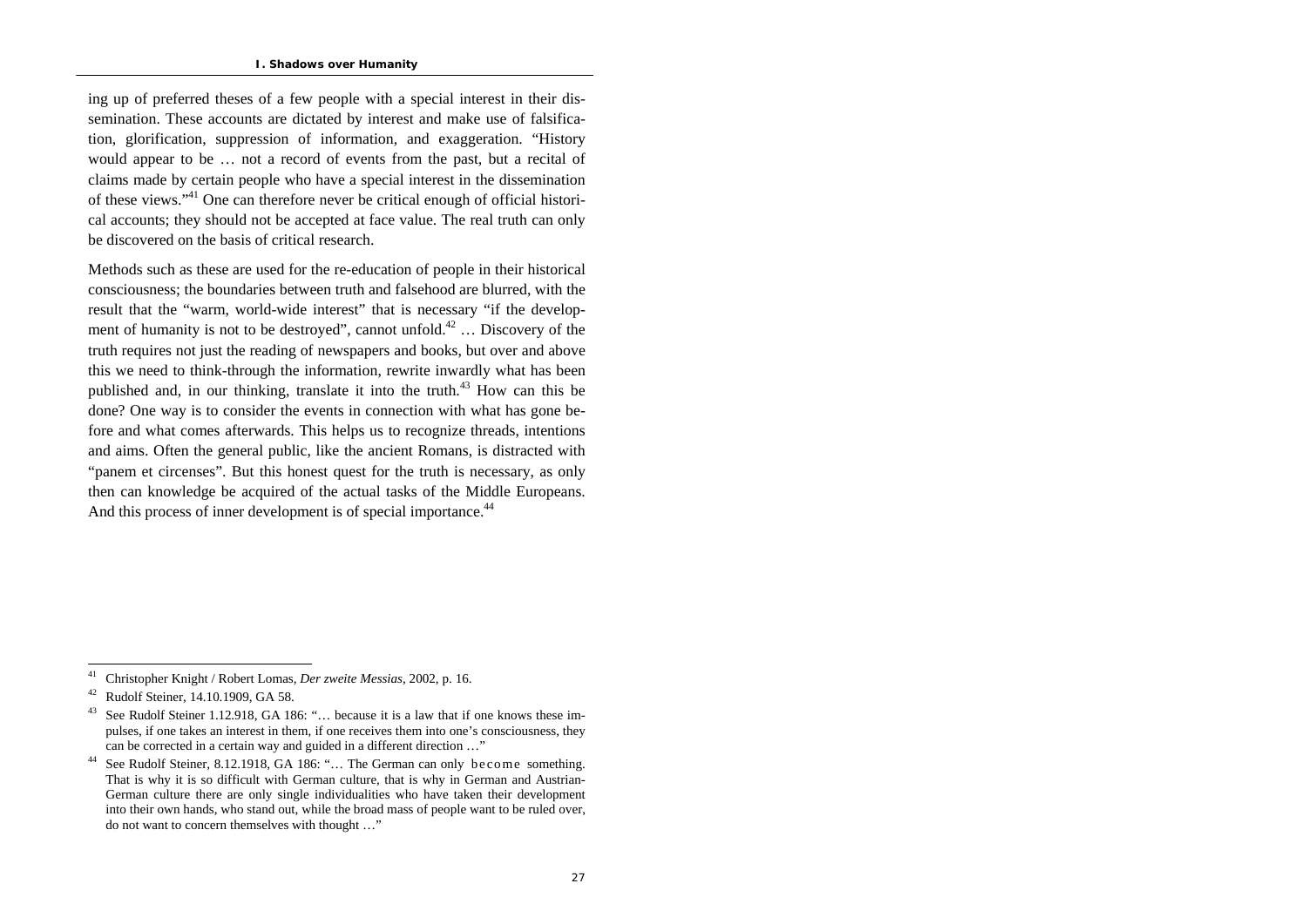ing up of preferred theses of a few people with a special interest in their dissemination. These accounts are dictated by interest and make use of falsification, glorification, suppression of information, and exaggeration. "History would appear to be … not a record of events from the past, but a recital of claims made by certain people who have a special interest in the dissemination of these views."[41] One can therefore never be critical enough of official historical accounts; they should not be accepted at face value. The real truth can only be discovered on the basis of critical research.

Methods such as these are used for the re-education of people in their historical consciousness; the boundaries between truth and falsehood are blurred, with the result that the "warm, world-wide interest" that is necessary "if the development of humanity is not to be destroyed", cannot unfold.[42] … Discovery of the truth requires not just the reading of newspapers and books, but over and above this we need to think-through the information, rewrite inwardly what has been published and, in our thinking, translate it into the truth.[43] How can this be done? One way is to consider the events in connection with what has gone before and what comes afterwards. This helps us to recognize threads, intentions and aims. Often the general public, like the ancient Romans, is distracted with "panem et circenses". But this honest quest for the truth is necessary, as only then can knowledge be acquired of the actual tasks of the Middle Europeans. And this process of inner development is of special importance.[44]

---

[41] Christopher Knight / Robert Lomas, *Der zweite Messias*, 2002, p. 16.

[42] Rudolf Steiner, 14.10.1909, GA 58.

[43] See Rudolf Steiner 1.12.918, GA 186: "… because it is a law that if one knows these impulses, if one takes an interest in them, if one receives them into one's consciousness, they can be corrected in a certain way and guided in a different direction …"

[44] See Rudolf Steiner, 8.12.1918, GA 186: "… The German can only become something. That is why it is so difficult with German culture, that is why in German and Austrian-German culture there are only single individualities who have taken their development into their own hands, who stand out, while the broad mass of people want to be ruled over, do not want to concern themselves with thought …"